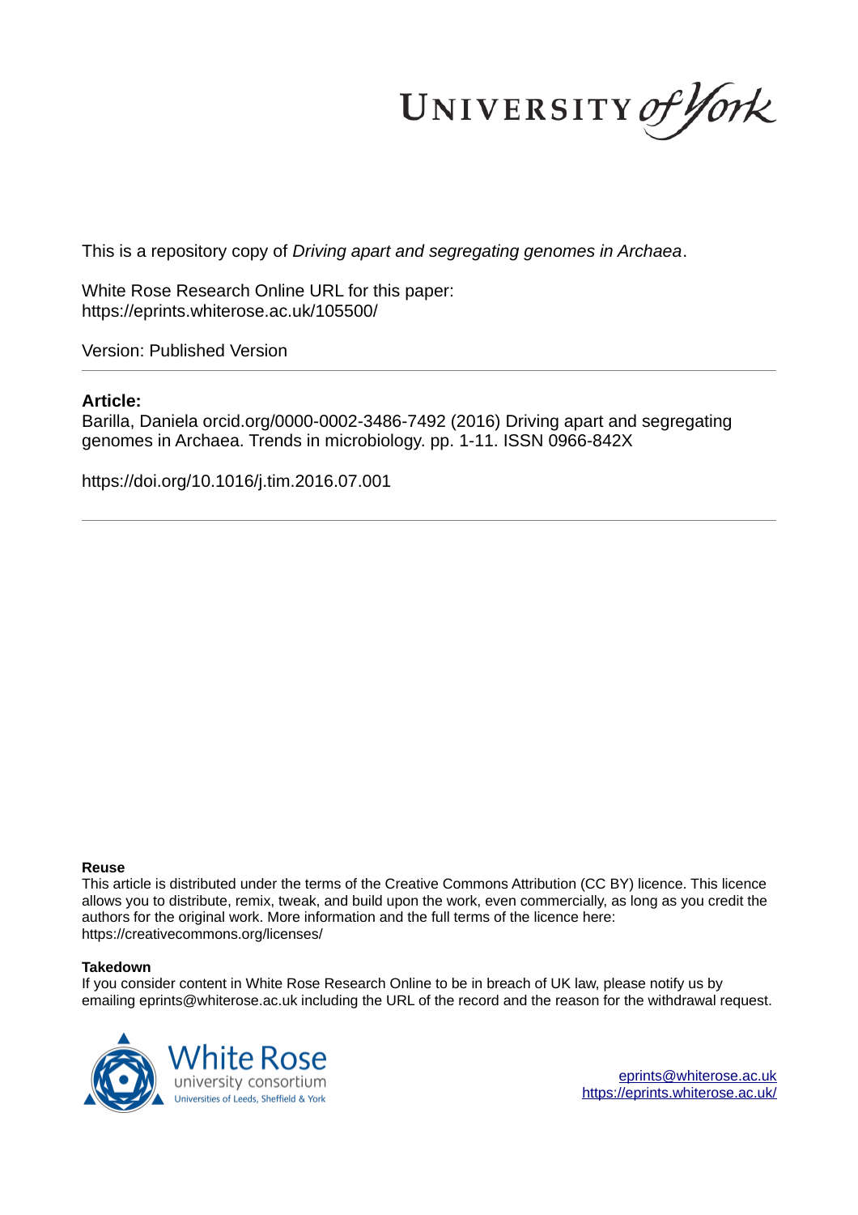UNIVERSITY *of York*

This is a repository copy of *Driving apart and segregating genomes in Archaea*.

White Rose Research Online URL for this paper:
https://eprints.whiterose.ac.uk/105500/

Version: Published Version

**Article:**

Barilla, Daniela orcid.org/0000-0002-3486-7492 (2016) Driving apart and segregating genomes in Archaea. Trends in microbiology. pp. 1-11. ISSN 0966-842X

https://doi.org/10.1016/j.tim.2016.07.001

**Reuse**

This article is distributed under the terms of the Creative Commons Attribution (CC BY) licence. This licence allows you to distribute, remix, tweak, and build upon the work, even commercially, as long as you credit the authors for the original work. More information and the full terms of the licence here: https://creativecommons.org/licenses/

**Takedown**

If you consider content in White Rose Research Online to be in breach of UK law, please notify us by emailing eprints@whiterose.ac.uk including the URL of the record and the reason for the withdrawal request.

White Rose university consortium
Universities of Leeds, Sheffield & York

eprints@whiterose.ac.uk
https://eprints.whiterose.ac.uk/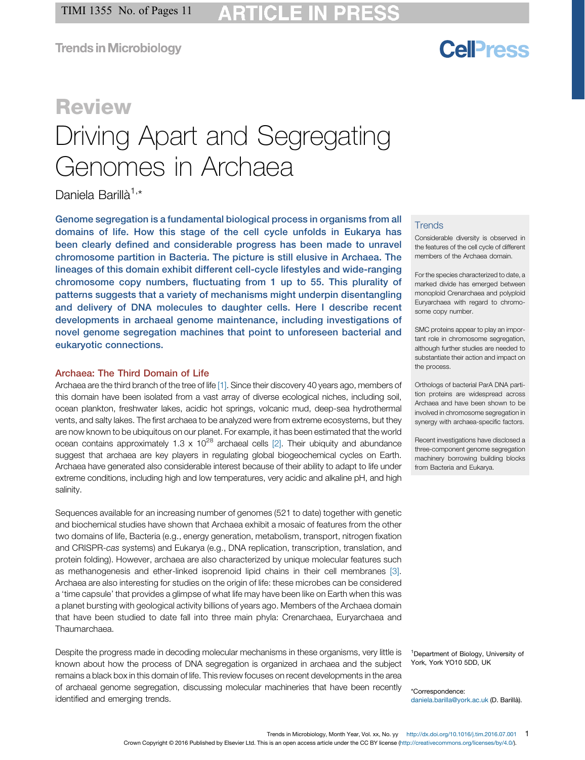# Review

# Driving Apart and Segregating Genomes in Archaea

Daniela Barillà[1,*]

**Genome segregation is a fundamental biological process in organisms from all domains of life. How this stage of the cell cycle unfolds in Eukarya has been clearly defined and considerable progress has been made to unravel chromosome partition in Bacteria. The picture is still elusive in Archaea. The lineages of this domain exhibit different cell-cycle lifestyles and wide-ranging chromosome copy numbers, fluctuating from 1 up to 55. This plurality of patterns suggests that a variety of mechanisms might underpin disentangling and delivery of DNA molecules to daughter cells. Here I describe recent developments in archaeal genome maintenance, including investigations of novel genome segregation machines that point to unforeseen bacterial and eukaryotic connections.**

## Trends

Considerable diversity is observed in the features of the cell cycle of different members of the Archaea domain.

For the species characterized to date, a marked divide has emerged between monoploid Crenarchaea and polyploid Euryarchaea with regard to chromosome copy number.

SMC proteins appear to play an important role in chromosome segregation, although further studies are needed to substantiate their action and impact on the process.

Orthologs of bacterial ParA DNA partition proteins are widespread across Archaea and have been shown to be involved in chromosome segregation in synergy with archaea-specific factors.

Recent investigations have disclosed a three-component genome segregation machinery borrowing building blocks from Bacteria and Eukarya.

## Archaea: The Third Domain of Life

Archaea are the third branch of the tree of life [1]. Since their discovery 40 years ago, members of this domain have been isolated from a vast array of diverse ecological niches, including soil, ocean plankton, freshwater lakes, acidic hot springs, volcanic mud, deep-sea hydrothermal vents, and salty lakes. The first archaea to be analyzed were from extreme ecosystems, but they are now known to be ubiquitous on our planet. For example, it has been estimated that the world ocean contains approximately $1.3 \times 10^{28}$ archaeal cells [2]. Their ubiquity and abundance suggest that archaea are key players in regulating global biogeochemical cycles on Earth. Archaea have generated also considerable interest because of their ability to adapt to life under extreme conditions, including high and low temperatures, very acidic and alkaline pH, and high salinity.

Sequences available for an increasing number of genomes (521 to date) together with genetic and biochemical studies have shown that Archaea exhibit a mosaic of features from the other two domains of life, Bacteria (e.g., energy generation, metabolism, transport, nitrogen fixation and CRISPR-*cas* systems) and Eukarya (e.g., DNA replication, transcription, translation, and protein folding). However, archaea are also characterized by unique molecular features such as methanogenesis and ether-linked isoprenoid lipid chains in their cell membranes [3]. Archaea are also interesting for studies on the origin of life: these microbes can be considered a 'time capsule' that provides a glimpse of what life may have been like on Earth when this was a planet bursting with geological activity billions of years ago. Members of the Archaea domain that have been studied to date fall into three main phyla: Crenarchaea, Euryarchaea and Thaumarchaea.

Despite the progress made in decoding molecular mechanisms in these organisms, very little is known about how the process of DNA segregation is organized in archaea and the subject remains a black box in this domain of life. This review focuses on recent developments in the area of archaeal genome segregation, discussing molecular machineries that have been recently identified and emerging trends.

[1]Department of Biology, University of York, York YO10 5DD, UK

*Correspondence: daniela.barilla@york.ac.uk (D. Barillà).

Crown Copyright © 2016 Published by Elsevier Ltd. This is an open access article under the CC BY license (http://creativecommons.org/licenses/by/4.0/).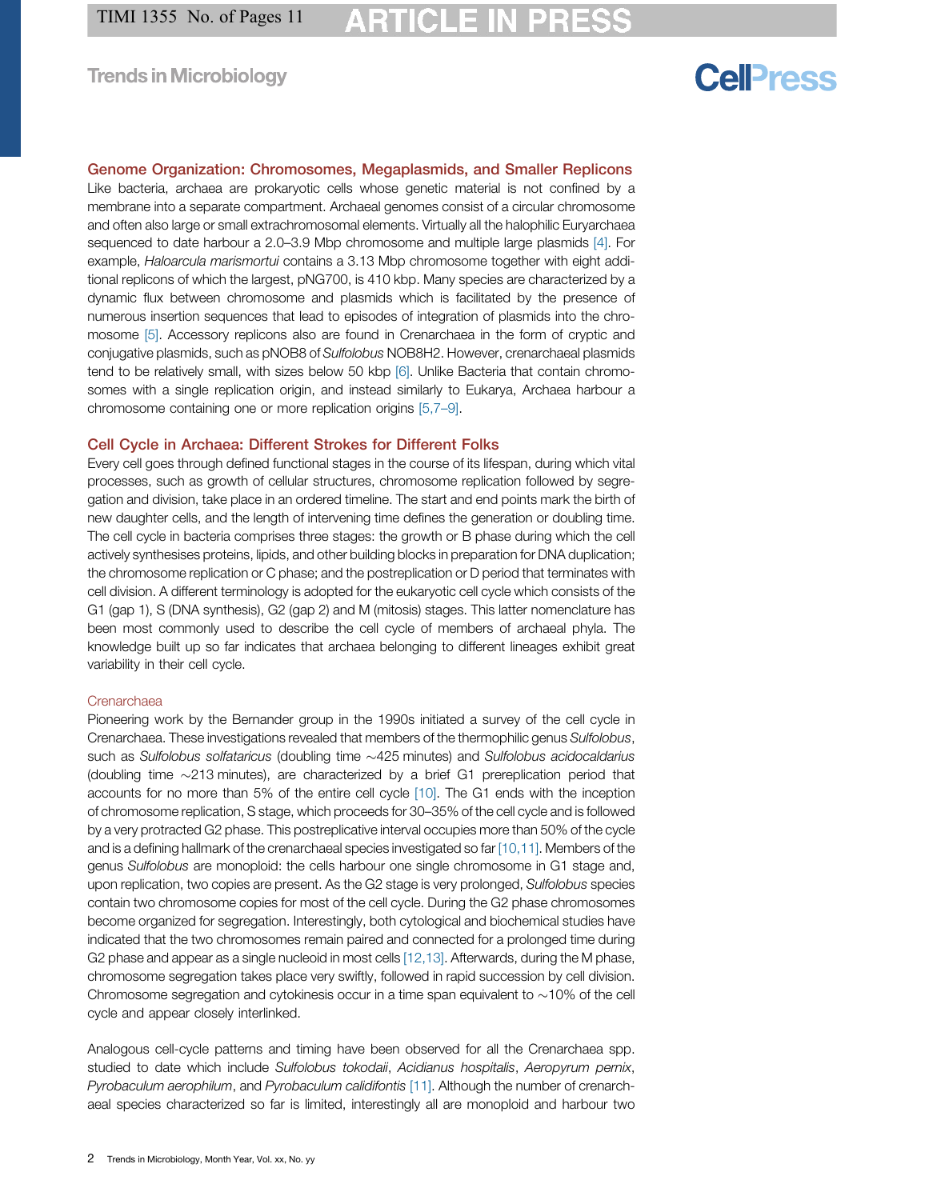## Genome Organization: Chromosomes, Megaplasmids, and Smaller Replicons

Like bacteria, archaea are prokaryotic cells whose genetic material is not confined by a membrane into a separate compartment. Archaeal genomes consist of a circular chromosome and often also large or small extrachromosomal elements. Virtually all the halophilic Euryarchaea sequenced to date harbour a 2.0–3.9 Mbp chromosome and multiple large plasmids [4]. For example, *Haloarcula marismortui* contains a 3.13 Mbp chromosome together with eight additional replicons of which the largest, pNG700, is 410 kbp. Many species are characterized by a dynamic flux between chromosome and plasmids which is facilitated by the presence of numerous insertion sequences that lead to episodes of integration of plasmids into the chromosome [5]. Accessory replicons also are found in Crenarchaea in the form of cryptic and conjugative plasmids, such as pNOB8 of *Sulfolobus* NOB8H2. However, crenarchaeal plasmids tend to be relatively small, with sizes below 50 kbp [6]. Unlike Bacteria that contain chromosomes with a single replication origin, and instead similarly to Eukarya, Archaea harbour a chromosome containing one or more replication origins [5,7–9].

## Cell Cycle in Archaea: Different Strokes for Different Folks

Every cell goes through defined functional stages in the course of its lifespan, during which vital processes, such as growth of cellular structures, chromosome replication followed by segregation and division, take place in an ordered timeline. The start and end points mark the birth of new daughter cells, and the length of intervening time defines the generation or doubling time. The cell cycle in bacteria comprises three stages: the growth or B phase during which the cell actively synthesises proteins, lipids, and other building blocks in preparation for DNA duplication; the chromosome replication or C phase; and the postreplication or D period that terminates with cell division. A different terminology is adopted for the eukaryotic cell cycle which consists of the G1 (gap 1), S (DNA synthesis), G2 (gap 2) and M (mitosis) stages. This latter nomenclature has been most commonly used to describe the cell cycle of members of archaeal phyla. The knowledge built up so far indicates that archaea belonging to different lineages exhibit great variability in their cell cycle.

### Crenarchaea

Pioneering work by the Bernander group in the 1990s initiated a survey of the cell cycle in Crenarchaea. These investigations revealed that members of the thermophilic genus *Sulfolobus*, such as *Sulfolobus solfataricus* (doubling time ~425 minutes) and *Sulfolobus acidocaldarius* (doubling time ~213 minutes), are characterized by a brief G1 prereplication period that accounts for no more than 5% of the entire cell cycle [10]. The G1 ends with the inception of chromosome replication, S stage, which proceeds for 30–35% of the cell cycle and is followed by a very protracted G2 phase. This postreplicative interval occupies more than 50% of the cycle and is a defining hallmark of the crenarchaeal species investigated so far [10,11]. Members of the genus *Sulfolobus* are monoploid: the cells harbour one single chromosome in G1 stage and, upon replication, two copies are present. As the G2 stage is very prolonged, *Sulfolobus* species contain two chromosome copies for most of the cell cycle. During the G2 phase chromosomes become organized for segregation. Interestingly, both cytological and biochemical studies have indicated that the two chromosomes remain paired and connected for a prolonged time during G2 phase and appear as a single nucleoid in most cells [12,13]. Afterwards, during the M phase, chromosome segregation takes place very swiftly, followed in rapid succession by cell division. Chromosome segregation and cytokinesis occur in a time span equivalent to ~10% of the cell cycle and appear closely interlinked.

Analogous cell-cycle patterns and timing have been observed for all the Crenarchaea spp. studied to date which include *Sulfolobus tokodaii*, *Acidianus hospitalis*, *Aeropyrum pernix*, *Pyrobaculum aerophilum*, and *Pyrobaculum calidifontis* [11]. Although the number of crenarchaeal species characterized so far is limited, interestingly all are monoploid and harbour two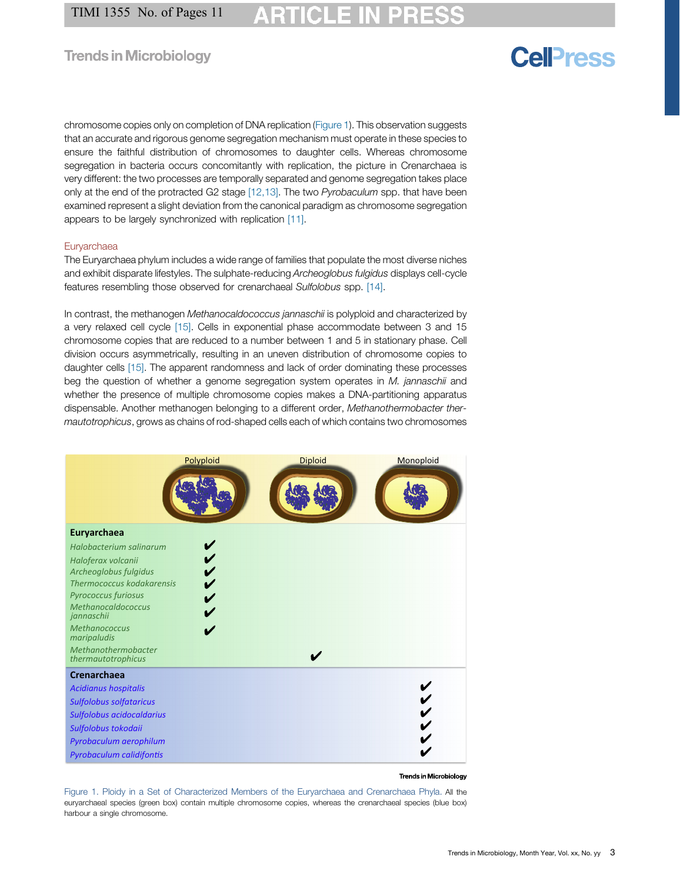chromosome copies only on completion of DNA replication (Figure 1). This observation suggests that an accurate and rigorous genome segregation mechanism must operate in these species to ensure the faithful distribution of chromosomes to daughter cells. Whereas chromosome segregation in bacteria occurs concomitantly with replication, the picture in Crenarchaea is very different: the two processes are temporally separated and genome segregation takes place only at the end of the protracted G2 stage [12,13]. The two *Pyrobaculum* spp. that have been examined represent a slight deviation from the canonical paradigm as chromosome segregation appears to be largely synchronized with replication [11].

### Euryarchaea

The Euryarchaea phylum includes a wide range of families that populate the most diverse niches and exhibit disparate lifestyles. The sulphate-reducing *Archeoglobus fulgidus* displays cell-cycle features resembling those observed for crenarchaeal *Sulfolobus* spp. [14].

In contrast, the methanogen *Methanocaldococcus jannaschii* is polyploid and characterized by a very relaxed cell cycle [15]. Cells in exponential phase accommodate between 3 and 15 chromosome copies that are reduced to a number between 1 and 5 in stationary phase. Cell division occurs asymmetrically, resulting in an uneven distribution of chromosome copies to daughter cells [15]. The apparent randomness and lack of order dominating these processes beg the question of whether a genome segregation system operates in *M. jannaschii* and whether the presence of multiple chromosome copies makes a DNA-partitioning apparatus dispensable. Another methanogen belonging to a different order, *Methanothermobacter thermautotrophicus*, grows as chains of rod-shaped cells each of which contains two chromosomes

| | Polyploid | Diploid | Monoploid |
|---|---|---|---|
| **Euryarchaea** | | | |
| *Halobacterium salinarum* | ✔ | | |
| *Haloferax volcanii* | ✔ | | |
| *Archeoglobus fulgidus* | ✔ | | |
| *Thermococcus kodakarensis* | ✔ | | |
| *Pyrococcus furiosus* | ✔ | | |
| *Methanocaldococcus jannaschii* | ✔ | | |
| *Methanococcus maripaludis* | ✔ | | |
| *Methanothermobacter thermautotrophicus* | | ✔ | |
| **Crenarchaea** | | | |
| *Acidianus hospitalis* | | | ✔ |
| *Sulfolobus solfataricus* | | | ✔ |
| *Sulfolobus acidocaldarius* | | | ✔ |
| *Sulfolobus tokodaii* | | | ✔ |
| *Pyrobaculum aerophilum* | | | ✔ |
| *Pyrobaculum calidifontis* | | | ✔ |

Figure 1. Ploidy in a Set of Characterized Members of the Euryarchaea and Crenarchaea Phyla. All the euryarchaeal species (green box) contain multiple chromosome copies, whereas the crenarchaeal species (blue box) harbour a single chromosome.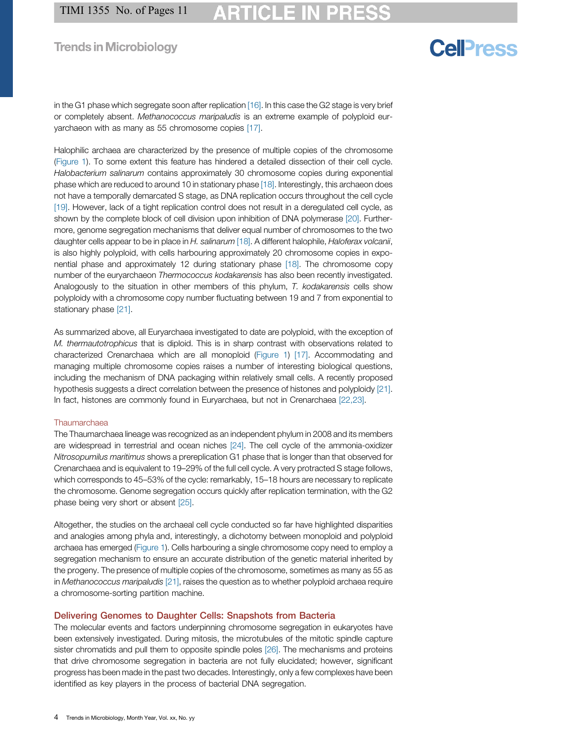in the G1 phase which segregate soon after replication [16]. In this case the G2 stage is very brief or completely absent. *Methanococcus maripaludis* is an extreme example of polyploid euryarchaeon with as many as 55 chromosome copies [17].

Halophilic archaea are characterized by the presence of multiple copies of the chromosome (Figure 1). To some extent this feature has hindered a detailed dissection of their cell cycle. *Halobacterium salinarum* contains approximately 30 chromosome copies during exponential phase which are reduced to around 10 in stationary phase [18]. Interestingly, this archaeon does not have a temporally demarcated S stage, as DNA replication occurs throughout the cell cycle [19]. However, lack of a tight replication control does not result in a deregulated cell cycle, as shown by the complete block of cell division upon inhibition of DNA polymerase [20]. Furthermore, genome segregation mechanisms that deliver equal number of chromosomes to the two daughter cells appear to be in place in *H. salinarum* [18]. A different halophile, *Haloferax volcanii*, is also highly polyploid, with cells harbouring approximately 20 chromosome copies in exponential phase and approximately 12 during stationary phase [18]. The chromosome copy number of the euryarchaeon *Thermococcus kodakarensis* has also been recently investigated. Analogously to the situation in other members of this phylum, *T. kodakarensis* cells show polyploidy with a chromosome copy number fluctuating between 19 and 7 from exponential to stationary phase [21].

As summarized above, all Euryarchaea investigated to date are polyploid, with the exception of *M. thermautotrophicus* that is diploid. This is in sharp contrast with observations related to characterized Crenarchaea which are all monoploid (Figure 1) [17]. Accommodating and managing multiple chromosome copies raises a number of interesting biological questions, including the mechanism of DNA packaging within relatively small cells. A recently proposed hypothesis suggests a direct correlation between the presence of histones and polyploidy [21]. In fact, histones are commonly found in Euryarchaea, but not in Crenarchaea [22,23].

### Thaumarchaea

The Thaumarchaea lineage was recognized as an independent phylum in 2008 and its members are widespread in terrestrial and ocean niches [24]. The cell cycle of the ammonia-oxidizer *Nitrosopumilus maritimus* shows a prereplication G1 phase that is longer than that observed for Crenarchaea and is equivalent to 19–29% of the full cell cycle. A very protracted S stage follows, which corresponds to 45–53% of the cycle: remarkably, 15–18 hours are necessary to replicate the chromosome. Genome segregation occurs quickly after replication termination, with the G2 phase being very short or absent [25].

Altogether, the studies on the archaeal cell cycle conducted so far have highlighted disparities and analogies among phyla and, interestingly, a dichotomy between monoploid and polyploid archaea has emerged (Figure 1). Cells harbouring a single chromosome copy need to employ a segregation mechanism to ensure an accurate distribution of the genetic material inherited by the progeny. The presence of multiple copies of the chromosome, sometimes as many as 55 as in *Methanococcus maripaludis* [21], raises the question as to whether polyploid archaea require a chromosome-sorting partition machine.

## Delivering Genomes to Daughter Cells: Snapshots from Bacteria

The molecular events and factors underpinning chromosome segregation in eukaryotes have been extensively investigated. During mitosis, the microtubules of the mitotic spindle capture sister chromatids and pull them to opposite spindle poles [26]. The mechanisms and proteins that drive chromosome segregation in bacteria are not fully elucidated; however, significant progress has been made in the past two decades. Interestingly, only a few complexes have been identified as key players in the process of bacterial DNA segregation.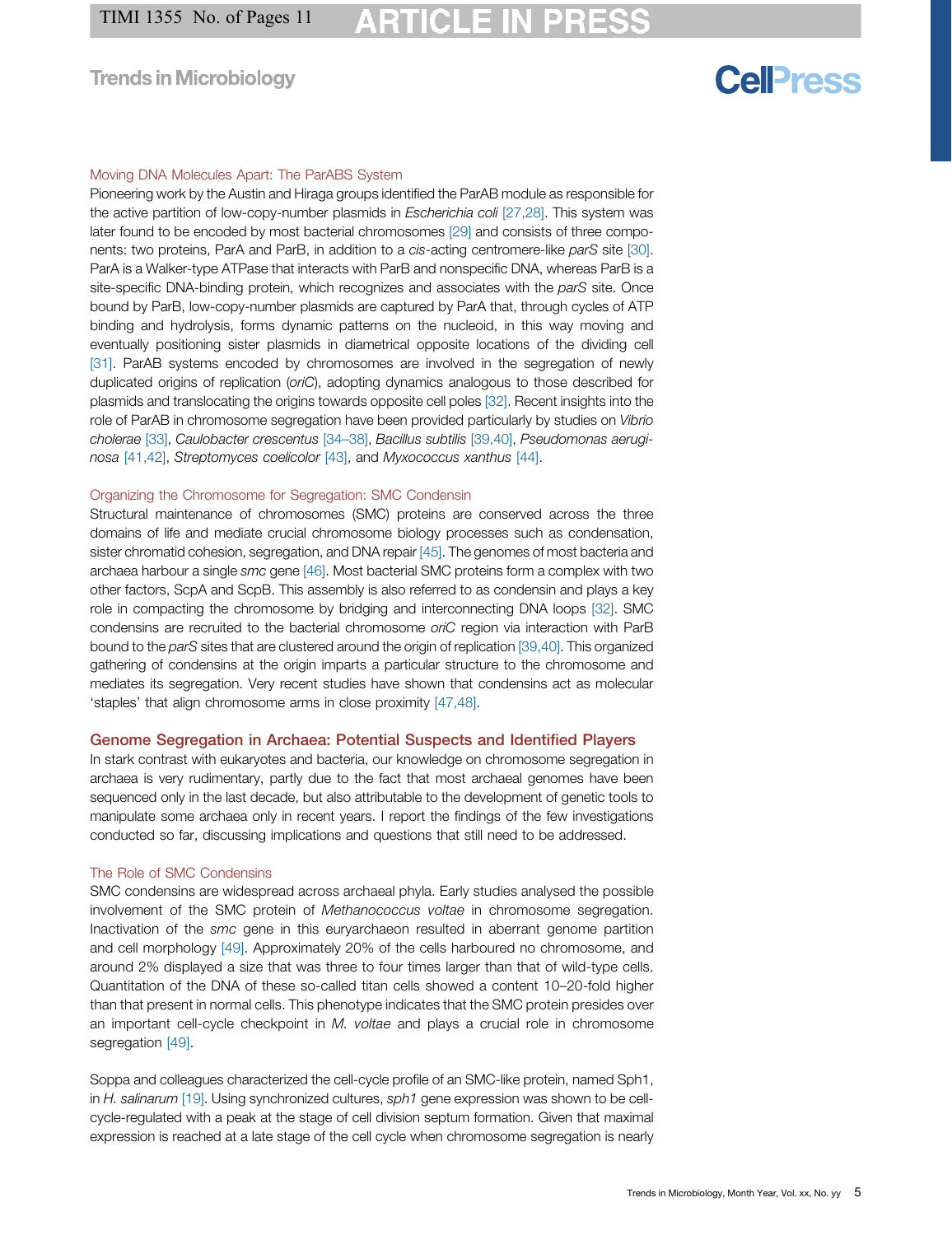### Moving DNA Molecules Apart: The ParABS System

Pioneering work by the Austin and Hiraga groups identified the ParAB module as responsible for the active partition of low-copy-number plasmids in *Escherichia coli* [27,28]. This system was later found to be encoded by most bacterial chromosomes [29] and consists of three components: two proteins, ParA and ParB, in addition to a *cis*-acting centromere-like *parS* site [30]. ParA is a Walker-type ATPase that interacts with ParB and nonspecific DNA, whereas ParB is a site-specific DNA-binding protein, which recognizes and associates with the *parS* site. Once bound by ParB, low-copy-number plasmids are captured by ParA that, through cycles of ATP binding and hydrolysis, forms dynamic patterns on the nucleoid, in this way moving and eventually positioning sister plasmids in diametrical opposite locations of the dividing cell [31]. ParAB systems encoded by chromosomes are involved in the segregation of newly duplicated origins of replication (*oriC*), adopting dynamics analogous to those described for plasmids and translocating the origins towards opposite cell poles [32]. Recent insights into the role of ParAB in chromosome segregation have been provided particularly by studies on *Vibrio cholerae* [33], *Caulobacter crescentus* [34–38], *Bacillus subtilis* [39,40], *Pseudomonas aeruginosa* [41,42], *Streptomyces coelicolor* [43], and *Myxococcus xanthus* [44].

### Organizing the Chromosome for Segregation: SMC Condensin

Structural maintenance of chromosomes (SMC) proteins are conserved across the three domains of life and mediate crucial chromosome biology processes such as condensation, sister chromatid cohesion, segregation, and DNA repair [45]. The genomes of most bacteria and archaea harbour a single *smc* gene [46]. Most bacterial SMC proteins form a complex with two other factors, ScpA and ScpB. This assembly is also referred to as condensin and plays a key role in compacting the chromosome by bridging and interconnecting DNA loops [32]. SMC condensins are recruited to the bacterial chromosome *oriC* region via interaction with ParB bound to the *parS* sites that are clustered around the origin of replication [39,40]. This organized gathering of condensins at the origin imparts a particular structure to the chromosome and mediates its segregation. Very recent studies have shown that condensins act as molecular 'staples' that align chromosome arms in close proximity [47,48].

## Genome Segregation in Archaea: Potential Suspects and Identified Players

In stark contrast with eukaryotes and bacteria, our knowledge on chromosome segregation in archaea is very rudimentary, partly due to the fact that most archaeal genomes have been sequenced only in the last decade, but also attributable to the development of genetic tools to manipulate some archaea only in recent years. I report the findings of the few investigations conducted so far, discussing implications and questions that still need to be addressed.

### The Role of SMC Condensins

SMC condensins are widespread across archaeal phyla. Early studies analysed the possible involvement of the SMC protein of *Methanococcus voltae* in chromosome segregation. Inactivation of the *smc* gene in this euryarchaeon resulted in aberrant genome partition and cell morphology [49]. Approximately 20% of the cells harboured no chromosome, and around 2% displayed a size that was three to four times larger than that of wild-type cells. Quantitation of the DNA of these so-called titan cells showed a content 10–20-fold higher than that present in normal cells. This phenotype indicates that the SMC protein presides over an important cell-cycle checkpoint in *M. voltae* and plays a crucial role in chromosome segregation [49].

Soppa and colleagues characterized the cell-cycle profile of an SMC-like protein, named Sph1, in *H. salinarum* [19]. Using synchronized cultures, *sph1* gene expression was shown to be cell-cycle-regulated with a peak at the stage of cell division septum formation. Given that maximal expression is reached at a late stage of the cell cycle when chromosome segregation is nearly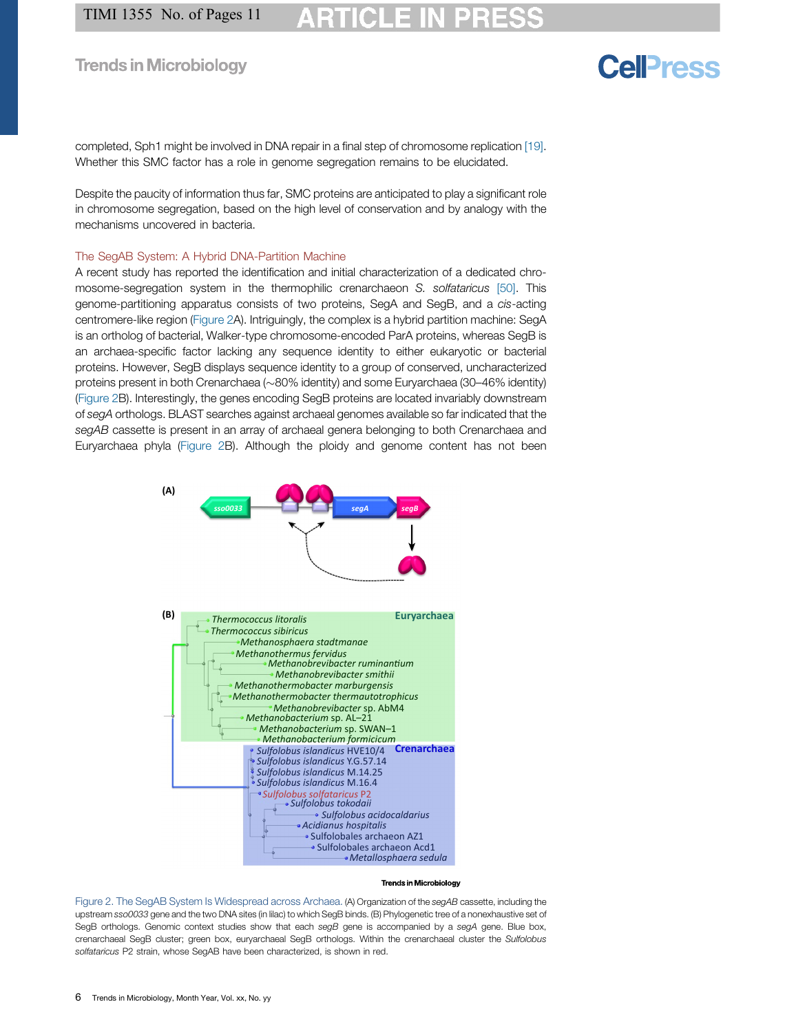completed, Sph1 might be involved in DNA repair in a final step of chromosome replication [19]. Whether this SMC factor has a role in genome segregation remains to be elucidated.

Despite the paucity of information thus far, SMC proteins are anticipated to play a significant role in chromosome segregation, based on the high level of conservation and by analogy with the mechanisms uncovered in bacteria.

## The SegAB System: A Hybrid DNA-Partition Machine

A recent study has reported the identification and initial characterization of a dedicated chromosome-segregation system in the thermophilic crenarchaeon *S. solfataricus* [50]. This genome-partitioning apparatus consists of two proteins, SegA and SegB, and a *cis*-acting centromere-like region (Figure 2A). Intriguingly, the complex is a hybrid partition machine: SegA is an ortholog of bacterial, Walker-type chromosome-encoded ParA proteins, whereas SegB is an archaea-specific factor lacking any sequence identity to either eukaryotic or bacterial proteins. However, SegB displays sequence identity to a group of conserved, uncharacterized proteins present in both Crenarchaea (~80% identity) and some Euryarchaea (30–46% identity) (Figure 2B). Interestingly, the genes encoding SegB proteins are located invariably downstream of *segA* orthologs. BLAST searches against archaeal genomes available so far indicated that the *segAB* cassette is present in an array of archaeal genera belonging to both Crenarchaea and Euryarchaea phyla (Figure 2B). Although the ploidy and genome content has not been

Figure 2. The SegAB System Is Widespread across Archaea. (A) Organization of the *segAB* cassette, including the upstream *sso0033* gene and the two DNA sites (in lilac) to which SegB binds. (B) Phylogenetic tree of a nonexhaustive set of SegB orthologs. Genomic context studies show that each *segB* gene is accompanied by a *segA* gene. Blue box, crenarchaeal SegB cluster; green box, euryarchaeal SegB orthologs. Within the crenarchaeal cluster the *Sulfolobus solfataricus* P2 strain, whose SegAB have been characterized, is shown in red.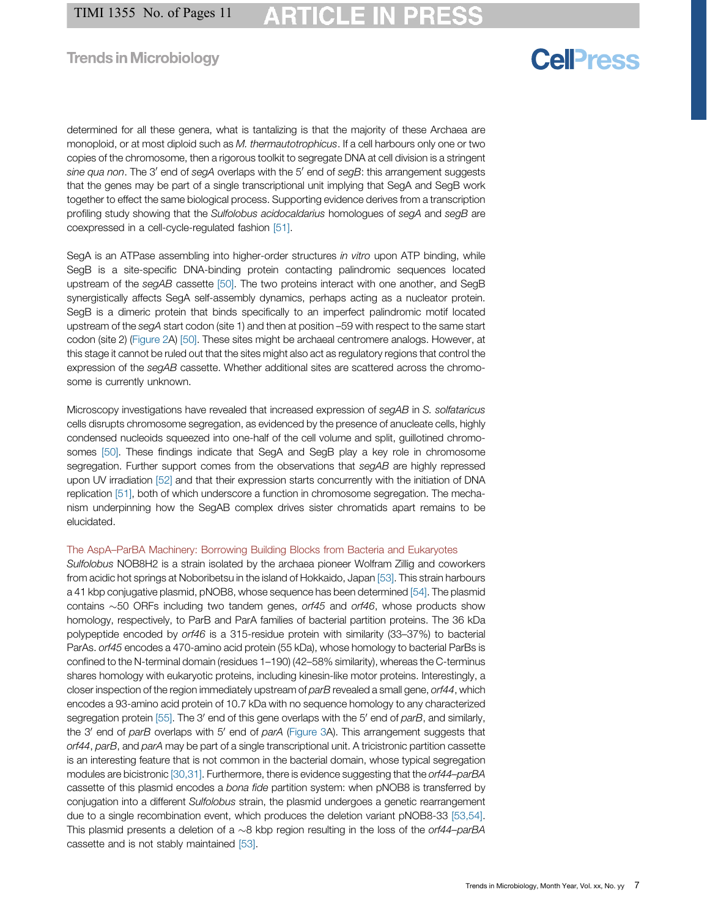determined for all these genera, what is tantalizing is that the majority of these Archaea are monoploid, or at most diploid such as *M. thermautotrophicus*. If a cell harbours only one or two copies of the chromosome, then a rigorous toolkit to segregate DNA at cell division is a stringent *sine qua non*. The 3′ end of *segA* overlaps with the 5′ end of *segB*: this arrangement suggests that the genes may be part of a single transcriptional unit implying that SegA and SegB work together to effect the same biological process. Supporting evidence derives from a transcription profiling study showing that the *Sulfolobus acidocaldarius* homologues of *segA* and *segB* are coexpressed in a cell-cycle-regulated fashion [51].

SegA is an ATPase assembling into higher-order structures *in vitro* upon ATP binding, while SegB is a site-specific DNA-binding protein contacting palindromic sequences located upstream of the *segAB* cassette [50]. The two proteins interact with one another, and SegB synergistically affects SegA self-assembly dynamics, perhaps acting as a nucleator protein. SegB is a dimeric protein that binds specifically to an imperfect palindromic motif located upstream of the *segA* start codon (site 1) and then at position –59 with respect to the same start codon (site 2) (Figure 2A) [50]. These sites might be archaeal centromere analogs. However, at this stage it cannot be ruled out that the sites might also act as regulatory regions that control the expression of the *segAB* cassette. Whether additional sites are scattered across the chromosome is currently unknown.

Microscopy investigations have revealed that increased expression of *segAB* in *S. solfataricus* cells disrupts chromosome segregation, as evidenced by the presence of anucleate cells, highly condensed nucleoids squeezed into one-half of the cell volume and split, guillotined chromosomes [50]. These findings indicate that SegA and SegB play a key role in chromosome segregation. Further support comes from the observations that *segAB* are highly repressed upon UV irradiation [52] and that their expression starts concurrently with the initiation of DNA replication [51], both of which underscore a function in chromosome segregation. The mechanism underpinning how the SegAB complex drives sister chromatids apart remains to be elucidated.

### The AspA–ParBA Machinery: Borrowing Building Blocks from Bacteria and Eukaryotes

*Sulfolobus* NOB8H2 is a strain isolated by the archaea pioneer Wolfram Zillig and coworkers from acidic hot springs at Noboribetsu in the island of Hokkaido, Japan [53]. This strain harbours a 41 kbp conjugative plasmid, pNOB8, whose sequence has been determined [54]. The plasmid contains ~50 ORFs including two tandem genes, *orf45* and *orf46*, whose products show homology, respectively, to ParB and ParA families of bacterial partition proteins. The 36 kDa polypeptide encoded by *orf46* is a 315-residue protein with similarity (33–37%) to bacterial ParAs. *orf45* encodes a 470-amino acid protein (55 kDa), whose homology to bacterial ParBs is confined to the N-terminal domain (residues 1–190) (42–58% similarity), whereas the C-terminus shares homology with eukaryotic proteins, including kinesin-like motor proteins. Interestingly, a closer inspection of the region immediately upstream of *parB* revealed a small gene, *orf44*, which encodes a 93-amino acid protein of 10.7 kDa with no sequence homology to any characterized segregation protein [55]. The 3′ end of this gene overlaps with the 5′ end of *parB*, and similarly, the 3′ end of *parB* overlaps with 5′ end of *parA* (Figure 3A). This arrangement suggests that *orf44*, *parB*, and *parA* may be part of a single transcriptional unit. A tricistronic partition cassette is an interesting feature that is not common in the bacterial domain, whose typical segregation modules are bicistronic [30,31]. Furthermore, there is evidence suggesting that the *orf44–parBA* cassette of this plasmid encodes a *bona fide* partition system: when pNOB8 is transferred by conjugation into a different *Sulfolobus* strain, the plasmid undergoes a genetic rearrangement due to a single recombination event, which produces the deletion variant pNOB8-33 [53,54]. This plasmid presents a deletion of a ~8 kbp region resulting in the loss of the *orf44–parBA* cassette and is not stably maintained [53].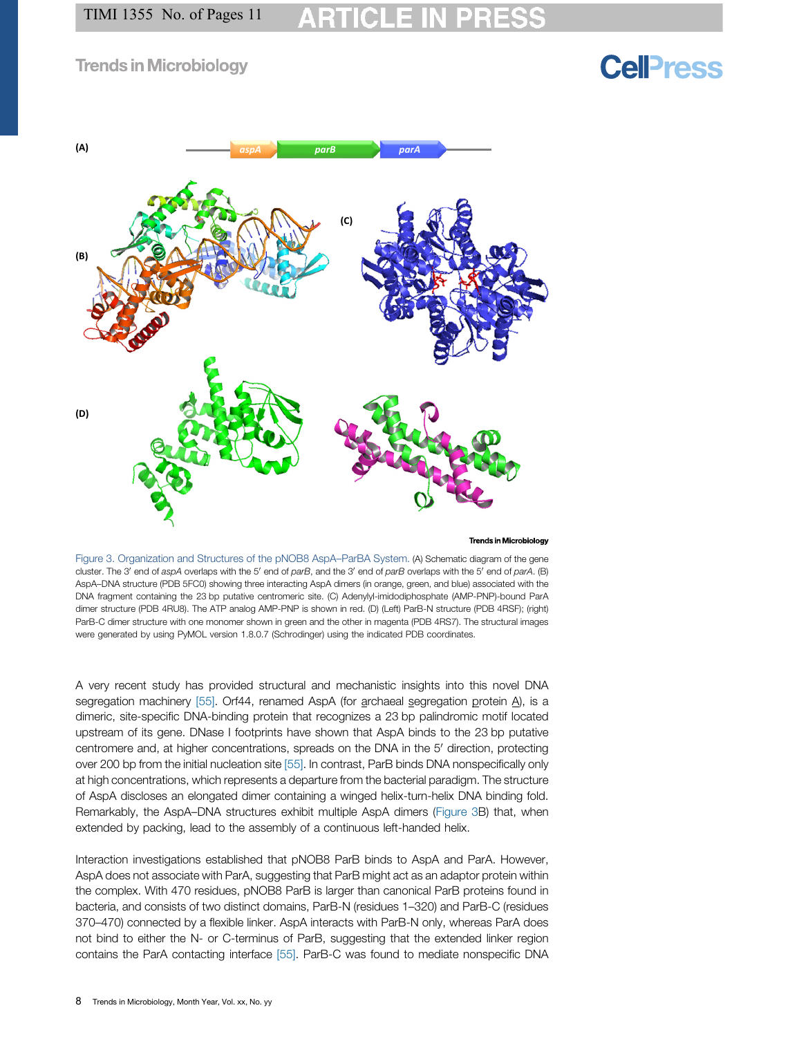Figure 3. Organization and Structures of the pNOB8 AspA–ParBA System. (A) Schematic diagram of the gene cluster. The 3′ end of *aspA* overlaps with the 5′ end of *parB*, and the 3′ end of *parB* overlaps with the 5′ end of *parA*. (B) AspA–DNA structure (PDB 5FC0) showing three interacting AspA dimers (in orange, green, and blue) associated with the DNA fragment containing the 23 bp putative centromeric site. (C) Adenylyl-imidodiphosphate (AMP-PNP)-bound ParA dimer structure (PDB 4RU8). The ATP analog AMP-PNP is shown in red. (D) (Left) ParB-N structure (PDB 4RSF); (right) ParB-C dimer structure with one monomer shown in green and the other in magenta (PDB 4RS7). The structural images were generated by using PyMOL version 1.8.0.7 (Schrodinger) using the indicated PDB coordinates.

A very recent study has provided structural and mechanistic insights into this novel DNA segregation machinery [55]. Orf44, renamed AspA (for archaeal segregation protein A), is a dimeric, site-specific DNA-binding protein that recognizes a 23 bp palindromic motif located upstream of its gene. DNase I footprints have shown that AspA binds to the 23 bp putative centromere and, at higher concentrations, spreads on the DNA in the 5′ direction, protecting over 200 bp from the initial nucleation site [55]. In contrast, ParB binds DNA nonspecifically only at high concentrations, which represents a departure from the bacterial paradigm. The structure of AspA discloses an elongated dimer containing a winged helix-turn-helix DNA binding fold. Remarkably, the AspA–DNA structures exhibit multiple AspA dimers (Figure 3B) that, when extended by packing, lead to the assembly of a continuous left-handed helix.

Interaction investigations established that pNOB8 ParB binds to AspA and ParA. However, AspA does not associate with ParA, suggesting that ParB might act as an adaptor protein within the complex. With 470 residues, pNOB8 ParB is larger than canonical ParB proteins found in bacteria, and consists of two distinct domains, ParB-N (residues 1–320) and ParB-C (residues 370–470) connected by a flexible linker. AspA interacts with ParB-N only, whereas ParA does not bind to either the N- or C-terminus of ParB, suggesting that the extended linker region contains the ParA contacting interface [55]. ParB-C was found to mediate nonspecific DNA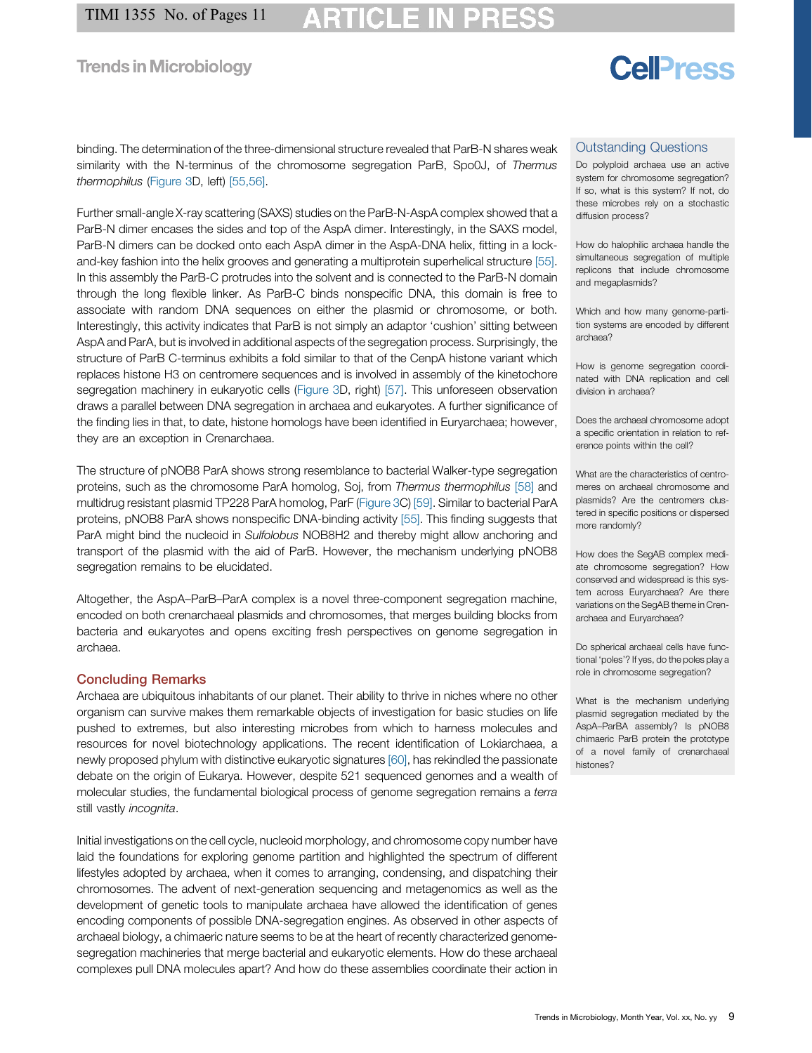binding. The determination of the three-dimensional structure revealed that ParB-N shares weak similarity with the N-terminus of the chromosome segregation ParB, Spo0J, of *Thermus thermophilus* (Figure 3D, left) [55,56].

Further small-angle X-ray scattering (SAXS) studies on the ParB-N-AspA complex showed that a ParB-N dimer encases the sides and top of the AspA dimer. Interestingly, in the SAXS model, ParB-N dimers can be docked onto each AspA dimer in the AspA-DNA helix, fitting in a lock-and-key fashion into the helix grooves and generating a multiprotein superhelical structure [55]. In this assembly the ParB-C protrudes into the solvent and is connected to the ParB-N domain through the long flexible linker. As ParB-C binds nonspecific DNA, this domain is free to associate with random DNA sequences on either the plasmid or chromosome, or both. Interestingly, this activity indicates that ParB is not simply an adaptor 'cushion' sitting between AspA and ParA, but is involved in additional aspects of the segregation process. Surprisingly, the structure of ParB C-terminus exhibits a fold similar to that of the CenpA histone variant which replaces histone H3 on centromere sequences and is involved in assembly of the kinetochore segregation machinery in eukaryotic cells (Figure 3D, right) [57]. This unforeseen observation draws a parallel between DNA segregation in archaea and eukaryotes. A further significance of the finding lies in that, to date, histone homologs have been identified in Euryarchaea; however, they are an exception in Crenarchaea.

The structure of pNOB8 ParA shows strong resemblance to bacterial Walker-type segregation proteins, such as the chromosome ParA homolog, Soj, from *Thermus thermophilus* [58] and multidrug resistant plasmid TP228 ParA homolog, ParF (Figure 3C) [59]. Similar to bacterial ParA proteins, pNOB8 ParA shows nonspecific DNA-binding activity [55]. This finding suggests that ParA might bind the nucleoid in *Sulfolobus* NOB8H2 and thereby might allow anchoring and transport of the plasmid with the aid of ParB. However, the mechanism underlying pNOB8 segregation remains to be elucidated.

Altogether, the AspA–ParB–ParA complex is a novel three-component segregation machine, encoded on both crenarchaeal plasmids and chromosomes, that merges building blocks from bacteria and eukaryotes and opens exciting fresh perspectives on genome segregation in archaea.

## Concluding Remarks

Archaea are ubiquitous inhabitants of our planet. Their ability to thrive in niches where no other organism can survive makes them remarkable objects of investigation for basic studies on life pushed to extremes, but also interesting microbes from which to harness molecules and resources for novel biotechnology applications. The recent identification of Lokiarchaea, a newly proposed phylum with distinctive eukaryotic signatures [60], has rekindled the passionate debate on the origin of Eukarya. However, despite 521 sequenced genomes and a wealth of molecular studies, the fundamental biological process of genome segregation remains a *terra* still vastly *incognita*.

Initial investigations on the cell cycle, nucleoid morphology, and chromosome copy number have laid the foundations for exploring genome partition and highlighted the spectrum of different lifestyles adopted by archaea, when it comes to arranging, condensing, and dispatching their chromosomes. The advent of next-generation sequencing and metagenomics as well as the development of genetic tools to manipulate archaea have allowed the identification of genes encoding components of possible DNA-segregation engines. As observed in other aspects of archaeal biology, a chimaeric nature seems to be at the heart of recently characterized genome-segregation machineries that merge bacterial and eukaryotic elements. How do these archaeal complexes pull DNA molecules apart? And how do these assemblies coordinate their action in

## Outstanding Questions

Do polyploid archaea use an active system for chromosome segregation? If so, what is this system? If not, do these microbes rely on a stochastic diffusion process?

How do halophilic archaea handle the simultaneous segregation of multiple replicons that include chromosome and megaplasmids?

Which and how many genome-partition systems are encoded by different archaea?

How is genome segregation coordinated with DNA replication and cell division in archaea?

Does the archaeal chromosome adopt a specific orientation in relation to reference points within the cell?

What are the characteristics of centromeres on archaeal chromosome and plasmids? Are the centromers clustered in specific positions or dispersed more randomly?

How does the SegAB complex mediate chromosome segregation? How conserved and widespread is this system across Euryarchaea? Are there variations on the SegAB theme in Crenarchaea and Euryarchaea?

Do spherical archaeal cells have functional 'poles'? If yes, do the poles play a role in chromosome segregation?

What is the mechanism underlying plasmid segregation mediated by the AspA–ParBA assembly? Is pNOB8 chimaeric ParB protein the prototype of a novel family of crenarchaeal histones?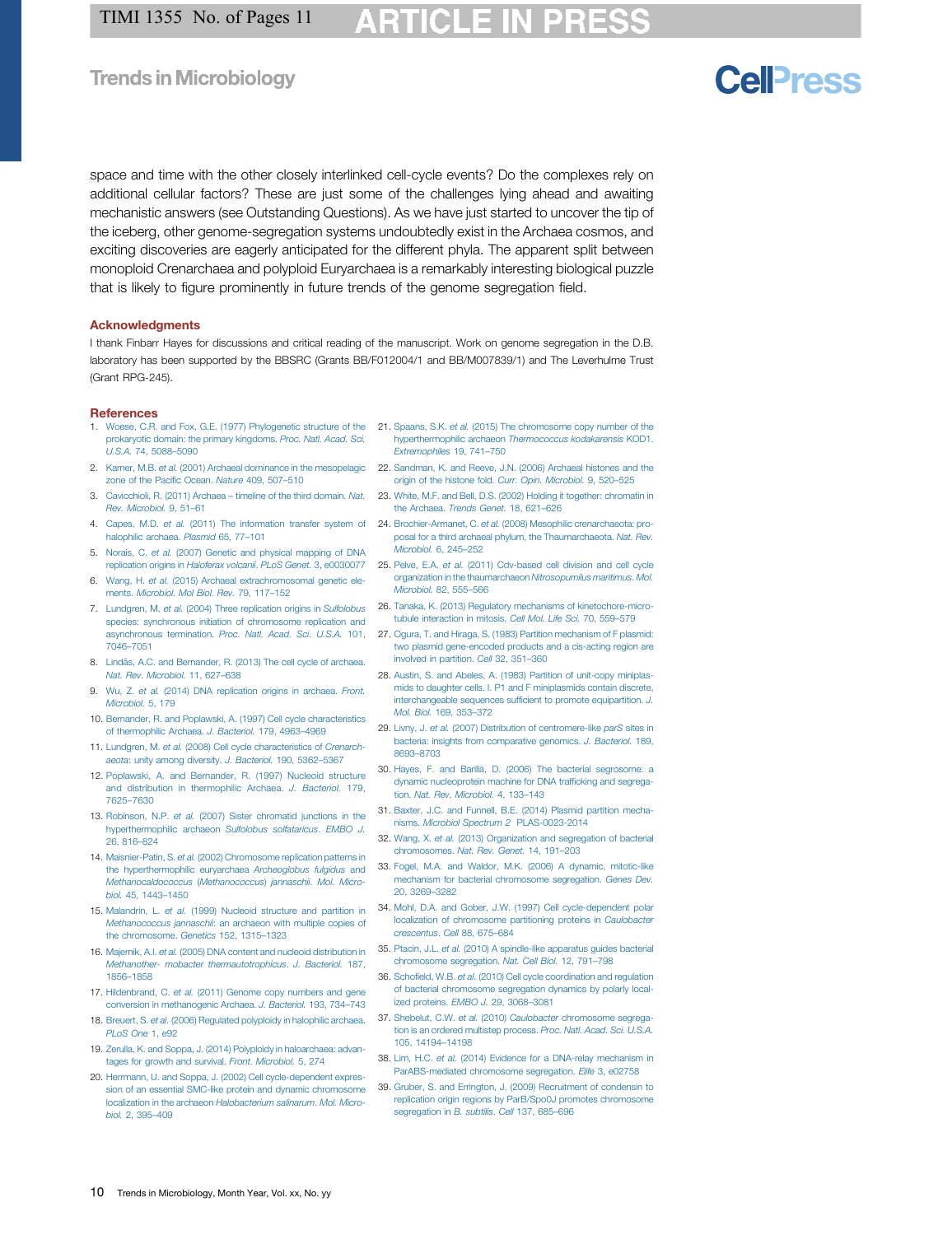space and time with the other closely interlinked cell-cycle events? Do the complexes rely on additional cellular factors? These are just some of the challenges lying ahead and awaiting mechanistic answers (see Outstanding Questions). As we have just started to uncover the tip of the iceberg, other genome-segregation systems undoubtedly exist in the Archaea cosmos, and exciting discoveries are eagerly anticipated for the different phyla. The apparent split between monoploid Crenarchaea and polyploid Euryarchaea is a remarkably interesting biological puzzle that is likely to figure prominently in future trends of the genome segregation field.

## Acknowledgments

I thank Finbarr Hayes for discussions and critical reading of the manuscript. Work on genome segregation in the D.B. laboratory has been supported by the BBSRC (Grants BB/F012004/1 and BB/M007839/1) and The Leverhulme Trust (Grant RPG-245).

## References

1. Woese, C.R. and Fox, G.E. (1977) Phylogenetic structure of the prokaryotic domain: the primary kingdoms. *Proc. Natl. Acad. Sci. U.S.A.* 74, 5088–5090
2. Karner, M.B. *et al.* (2001) Archaeal dominance in the mesopelagic zone of the Pacific Ocean. *Nature* 409, 507–510
3. Cavicchioli, R. (2011) Archaea – timeline of the third domain. *Nat. Rev. Microbiol.* 9, 51–61
4. Capes, M.D. *et al.* (2011) The information transfer system of halophilic archaea. *Plasmid* 65, 77–101
5. Norais, C. *et al.* (2007) Genetic and physical mapping of DNA replication origins in *Haloferax volcanii*. *PLoS Genet.* 3, e0030077
6. Wang, H. *et al.* (2015) Archaeal extrachromosomal genetic elements. *Microbiol. Mol Biol. Rev.* 79, 117–152
7. Lundgren, M. *et al.* (2004) Three replication origins in *Sulfolobus* species: synchronous initiation of chromosome replication and asynchronous termination. *Proc. Natl. Acad. Sci. U.S.A.* 101, 7046–7051
8. Lindås, A.C. and Bernander, R. (2013) The cell cycle of archaea. *Nat. Rev. Microbiol.* 11, 627–638
9. Wu, Z. *et al.* (2014) DNA replication origins in archaea. *Front. Microbiol.* 5, 179
10. Bernander, R. and Poplawski, A. (1997) Cell cycle characteristics of thermophilic Archaea. *J. Bacteriol.* 179, 4963–4969
11. Lundgren, M. *et al.* (2008) Cell cycle characteristics of *Crenarchaeota*: unity among diversity. *J. Bacteriol.* 190, 5362–5367
12. Poplawski, A. and Bernander, R. (1997) Nucleoid structure and distribution in thermophilic Archaea. *J. Bacteriol.* 179, 7625–7630
13. Robinson, N.P. *et al.* (2007) Sister chromatid junctions in the hyperthermophilic archaeon *Sulfolobus solfataricus*. *EMBO J.* 26, 816–824
14. Maisnier-Patin, S. *et al.* (2002) Chromosome replication patterns in the hyperthermophilic euryarchaea *Archeoglobus fulgidus* and *Methanocaldococcus* (*Methanococcus*) *jannaschii*. *Mol. Microbiol.* 45, 1443–1450
15. Malandrin, L. *et al.* (1999) Nucleoid structure and partition in *Methanococcus jannaschii*: an archaeon with multiple copies of the chromosome. *Genetics* 152, 1315–1323
16. Majernik, A.I. *et al.* (2005) DNA content and nucleoid distribution in *Methanother- mobacter thermautotrophicus*. *J. Bacteriol.* 187, 1856–1858
17. Hildenbrand, C. *et al.* (2011) Genome copy numbers and gene conversion in methanogenic Archaea. *J. Bacteriol.* 193, 734–743
18. Breuert, S. *et al.* (2006) Regulated polyploidy in halophilic archaea. *PLoS One* 1, e92
19. Zerulla, K. and Soppa, J. (2014) Polyploidy in haloarchaea: advantages for growth and survival. *Front. Microbiol.* 5, 274
20. Herrmann, U. and Soppa, J. (2002) Cell cycle-dependent expression of an essential SMC-like protein and dynamic chromosome localization in the archaeon *Halobacterium salinarum*. *Mol. Microbiol.* 2, 395–409
21. Spaans, S.K. *et al.* (2015) The chromosome copy number of the hyperthermophilic archaeon *Thermococcus kodakarensis* KOD1. *Extremophiles* 19, 741–750
22. Sandman, K. and Reeve, J.N. (2006) Archaeal histones and the origin of the histone fold. *Curr. Opin. Microbiol.* 9, 520–525
23. White, M.F. and Bell, D.S. (2002) Holding it together: chromatin in the Archaea. *Trends Genet.* 18, 621–626
24. Brochier-Armanet, C. *et al.* (2008) Mesophilic crenarchaeota: proposal for a third archaeal phylum, the Thaumarchaeota. *Nat. Rev. Microbiol.* 6, 245–252
25. Pelve, E.A. *et al.* (2011) Cdv-based cell division and cell cycle organization in the thaumarchaeon *Nitrosopumilus maritimus*. *Mol. Microbiol.* 82, 555–566
26. Tanaka, K. (2013) Regulatory mechanisms of kinetochore-microtubule interaction in mitosis. *Cell Mol. Life Sci.* 70, 559–579
27. Ogura, T. and Hiraga, S. (1983) Partition mechanism of F plasmid: two plasmid gene-encoded products and a cis-acting region are involved in partition. *Cell* 32, 351–360
28. Austin, S. and Abeles, A. (1983) Partition of unit-copy miniplasmids to daughter cells. I. P1 and F miniplasmids contain discrete, interchangeable sequences sufficient to promote equipartition. *J. Mol. Biol.* 169, 353–372
29. Livny, J. *et al.* (2007) Distribution of centromere-like *parS* sites in bacteria: insights from comparative genomics. *J. Bacteriol.* 189, 8693–8703
30. Hayes, F. and Barillà, D. (2006) The bacterial segrosome: a dynamic nucleoprotein machine for DNA trafficking and segregation. *Nat. Rev. Microbiol.* 4, 133–143
31. Baxter, J.C. and Funnell, B.E. (2014) Plasmid partition mechanisms. *Microbiol Spectrum 2* PLAS-0023-2014
32. Wang, X. *et al.* (2013) Organization and segregation of bacterial chromosomes. *Nat. Rev. Genet.* 14, 191–203
33. Fogel, M.A. and Waldor, M.K. (2006) A dynamic, mitotic-like mechanism for bacterial chromosome segregation. *Genes Dev.* 20, 3269–3282
34. Mohl, D.A. and Gober, J.W. (1997) Cell cycle-dependent polar localization of chromosome partitioning proteins in *Caulobacter crescentus*. *Cell* 88, 675–684
35. Ptacin, J.L. *et al.* (2010) A spindle-like apparatus guides bacterial chromosome segregation. *Nat. Cell Biol.* 12, 791–798
36. Schofield, W.B. *et al.* (2010) Cell cycle coordination and regulation of bacterial chromosome segregation dynamics by polarly localized proteins. *EMBO J.* 29, 3068–3081
37. Shebelut, C.W. *et al.* (2010) *Caulobacter* chromosome segregation is an ordered multistep process. *Proc. Natl. Acad. Sci. U.S.A.* 105, 14194–14198
38. Lim, H.C. *et al.* (2014) Evidence for a DNA-relay mechanism in ParABS-mediated chromosome segregation. *Elife* 3, e02758
39. Gruber, S. and Errington, J. (2009) Recruitment of condensin to replication origin regions by ParB/SpoOJ promotes chromosome segregation in *B. subtilis*. *Cell* 137, 685–696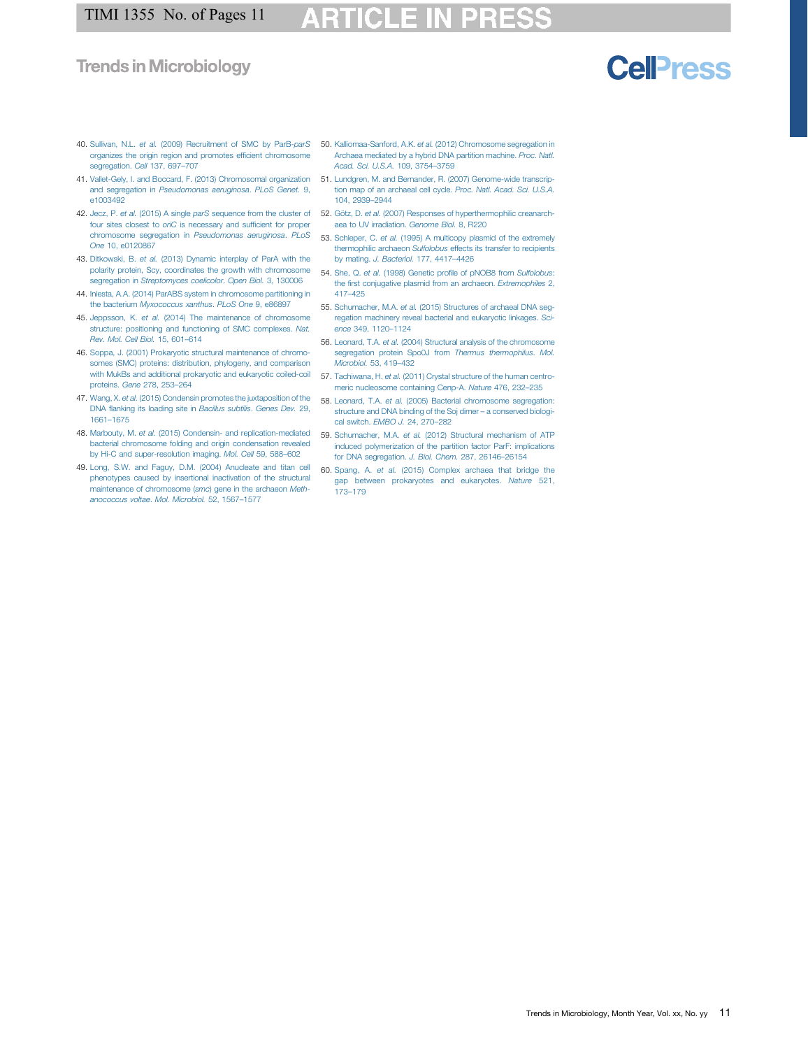40. Sullivan, N.L. *et al.* (2009) Recruitment of SMC by ParB-*parS* organizes the origin region and promotes efficient chromosome segregation. *Cell* 137, 697–707

41. Vallet-Gely, I. and Boccard, F. (2013) Chromosomal organization and segregation in *Pseudomonas aeruginosa*. *PLoS Genet.* 9, e1003492

42. Jecz, P. *et al.* (2015) A single *parS* sequence from the cluster of four sites closest to *oriC* is necessary and sufficient for proper chromosome segregation in *Pseudomonas aeruginosa*. *PLoS One* 10, e0120867

43. Ditkowski, B. *et al.* (2013) Dynamic interplay of ParA with the polarity protein, Scy, coordinates the growth with chromosome segregation in *Streptomyces coelicolor*. *Open Biol.* 3, 130006

44. Iniesta, A.A. (2014) ParABS system in chromosome partitioning in the bacterium *Myxococcus xanthus*. *PLoS One* 9, e86897

45. Jeppsson, K. *et al.* (2014) The maintenance of chromosome structure: positioning and functioning of SMC complexes. *Nat. Rev. Mol. Cell Biol.* 15, 601–614

46. Soppa, J. (2001) Prokaryotic structural maintenance of chromosomes (SMC) proteins: distribution, phylogeny, and comparison with MukBs and additional prokaryotic and eukaryotic coiled-coil proteins. *Gene* 278, 253–264

47. Wang, X. *et al.* (2015) Condensin promotes the juxtaposition of the DNA flanking its loading site in *Bacillus subtilis*. *Genes Dev.* 29, 1661–1675

48. Marbouty, M. *et al.* (2015) Condensin- and replication-mediated bacterial chromosome folding and origin condensation revealed by Hi-C and super-resolution imaging. *Mol. Cell* 59, 588–602

49. Long, S.W. and Faguy, D.M. (2004) Anucleate and titan cell phenotypes caused by insertional inactivation of the structural maintenance of chromosome (*smc*) gene in the archaeon *Methanococcus voltae*. *Mol. Microbiol.* 52, 1567–1577

50. Kalliomaa-Sanford, A.K. *et al.* (2012) Chromosome segregation in Archaea mediated by a hybrid DNA partition machine. *Proc. Natl. Acad. Sci. U.S.A.* 109, 3754–3759

51. Lundgren, M. and Bernander, R. (2007) Genome-wide transcription map of an archaeal cell cycle. *Proc. Natl. Acad. Sci. U.S.A.* 104, 2939–2944

52. Götz, D. *et al.* (2007) Responses of hyperthermophilic creanarchaea to UV irradiation. *Genome Biol.* 8, R220

53. Schleper, C. *et al.* (1995) A multicopy plasmid of the extremely thermophilic archaeon *Sulfolobus* effects its transfer to recipients by mating. *J. Bacteriol.* 177, 4417–4426

54. She, Q. *et al.* (1998) Genetic profile of pNOB8 from *Sulfolobus*: the first conjugative plasmid from an archaeon. *Extremophiles* 2, 417–425

55. Schumacher, M.A. *et al.* (2015) Structures of archaeal DNA segregation machinery reveal bacterial and eukaryotic linkages. *Science* 349, 1120–1124

56. Leonard, T.A. *et al.* (2004) Structural analysis of the chromosome segregation protein Spo0J from *Thermus thermophilus*. *Mol. Microbiol.* 53, 419–432

57. Tachiwana, H. *et al.* (2011) Crystal structure of the human centromeric nucleosome containing Cenp-A. *Nature* 476, 232–235

58. Leonard, T.A. *et al.* (2005) Bacterial chromosome segregation: structure and DNA binding of the Soj dimer – a conserved biological switch. *EMBO J.* 24, 270–282

59. Schumacher, M.A. *et al.* (2012) Structural mechanism of ATP induced polymerization of the partition factor ParF: implications for DNA segregation. *J. Biol. Chem.* 287, 26146–26154

60. Spang, A. *et al.* (2015) Complex archaea that bridge the gap between prokaryotes and eukaryotes. *Nature* 521, 173–179